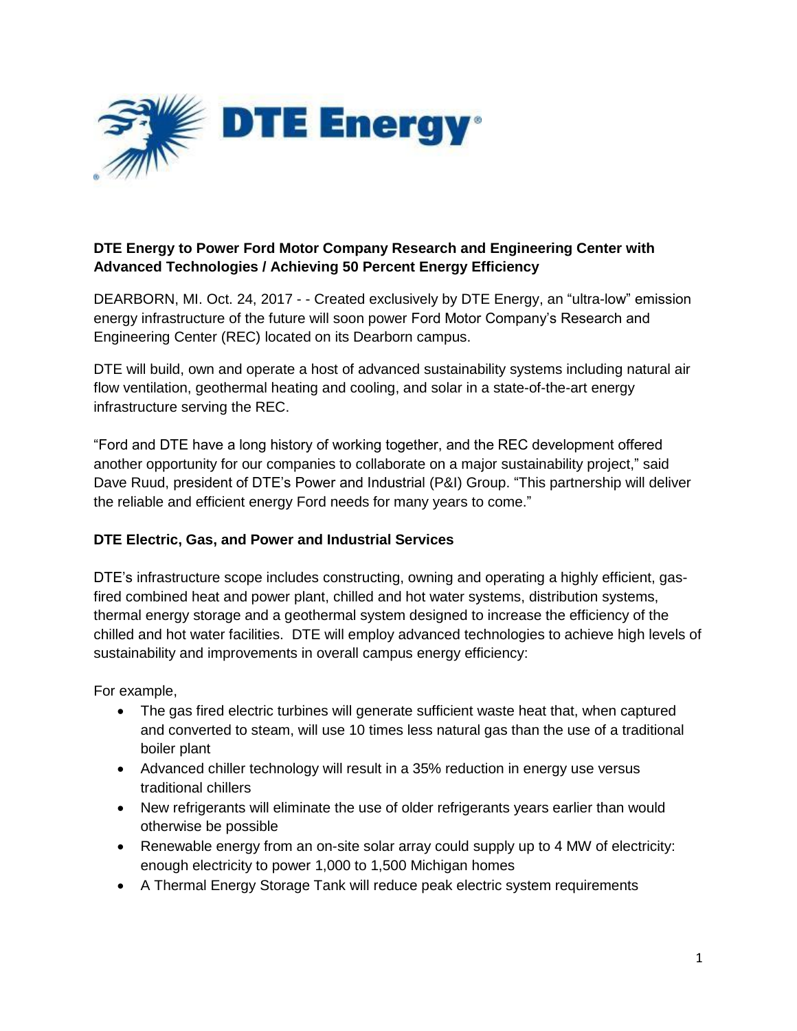**DTE Energy to Power Ford Motor Company Research and Engineering Center with Advanced Technologies / Achieving 50 Percent Energy Efficiency**

DEARBORN, MI. Oct. 24, 2017 - - Created exclusively by DTE Energy, an “ultra-low” emission energy infrastructure of the future will soon power Ford Motor Company’s Research and Engineering Center (REC) located on its Dearborn campus.

DTE will build, own and operate a host of advanced sustainability systems including natural air flow ventilation, geothermal heating and cooling, and solar in a state-of-the-art energy infrastructure serving the REC.

“Ford and DTE have a long history of working together, and the REC development offered another opportunity for our companies to collaborate on a major sustainability project,” said Dave Ruud, president of DTE’s Power and Industrial (P&I) Group. “This partnership will deliver the reliable and efficient energy Ford needs for many years to come.”

**DTE Electric, Gas, and Power and Industrial Services**

DTE’s infrastructure scope includes constructing, owning and operating a highly efficient, gas-fired combined heat and power plant, chilled and hot water systems, distribution systems, thermal energy storage and a geothermal system designed to increase the efficiency of the chilled and hot water facilities. DTE will employ advanced technologies to achieve high levels of sustainability and improvements in overall campus energy efficiency:

For example,

- The gas fired electric turbines will generate sufficient waste heat that, when captured and converted to steam, will use 10 times less natural gas than the use of a traditional boiler plant
- Advanced chiller technology will result in a 35% reduction in energy use versus traditional chillers
- New refrigerants will eliminate the use of older refrigerants years earlier than would otherwise be possible
- Renewable energy from an on-site solar array could supply up to 4 MW of electricity: enough electricity to power 1,000 to 1,500 Michigan homes
- A Thermal Energy Storage Tank will reduce peak electric system requirements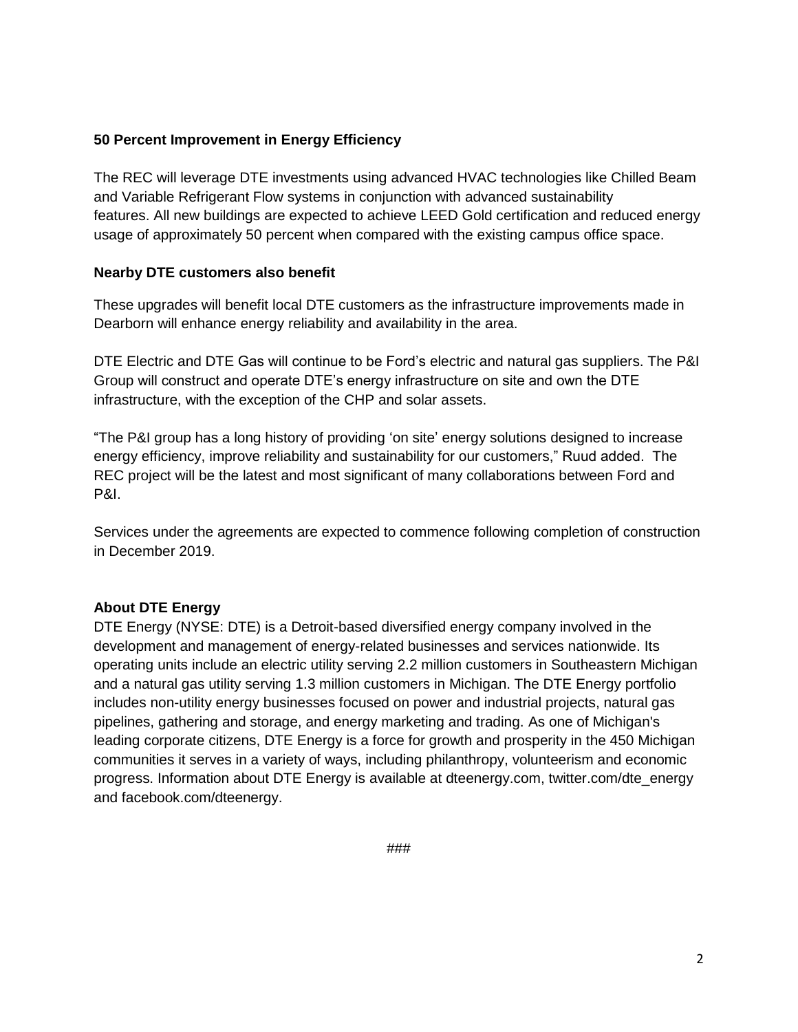**50 Percent Improvement in Energy Efficiency**

The REC will leverage DTE investments using advanced HVAC technologies like Chilled Beam and Variable Refrigerant Flow systems in conjunction with advanced sustainability features. All new buildings are expected to achieve LEED Gold certification and reduced energy usage of approximately 50 percent when compared with the existing campus office space.

**Nearby DTE customers also benefit**

These upgrades will benefit local DTE customers as the infrastructure improvements made in Dearborn will enhance energy reliability and availability in the area.

DTE Electric and DTE Gas will continue to be Ford's electric and natural gas suppliers. The P&I Group will construct and operate DTE's energy infrastructure on site and own the DTE infrastructure, with the exception of the CHP and solar assets.

"The P&I group has a long history of providing 'on site' energy solutions designed to increase energy efficiency, improve reliability and sustainability for our customers," Ruud added. The REC project will be the latest and most significant of many collaborations between Ford and P&I.

Services under the agreements are expected to commence following completion of construction in December 2019.

**About DTE Energy**

DTE Energy (NYSE: DTE) is a Detroit-based diversified energy company involved in the development and management of energy-related businesses and services nationwide. Its operating units include an electric utility serving 2.2 million customers in Southeastern Michigan and a natural gas utility serving 1.3 million customers in Michigan. The DTE Energy portfolio includes non-utility energy businesses focused on power and industrial projects, natural gas pipelines, gathering and storage, and energy marketing and trading. As one of Michigan's leading corporate citizens, DTE Energy is a force for growth and prosperity in the 450 Michigan communities it serves in a variety of ways, including philanthropy, volunteerism and economic progress. Information about DTE Energy is available at dteenergy.com, twitter.com/dte_energy and facebook.com/dteenergy.

###